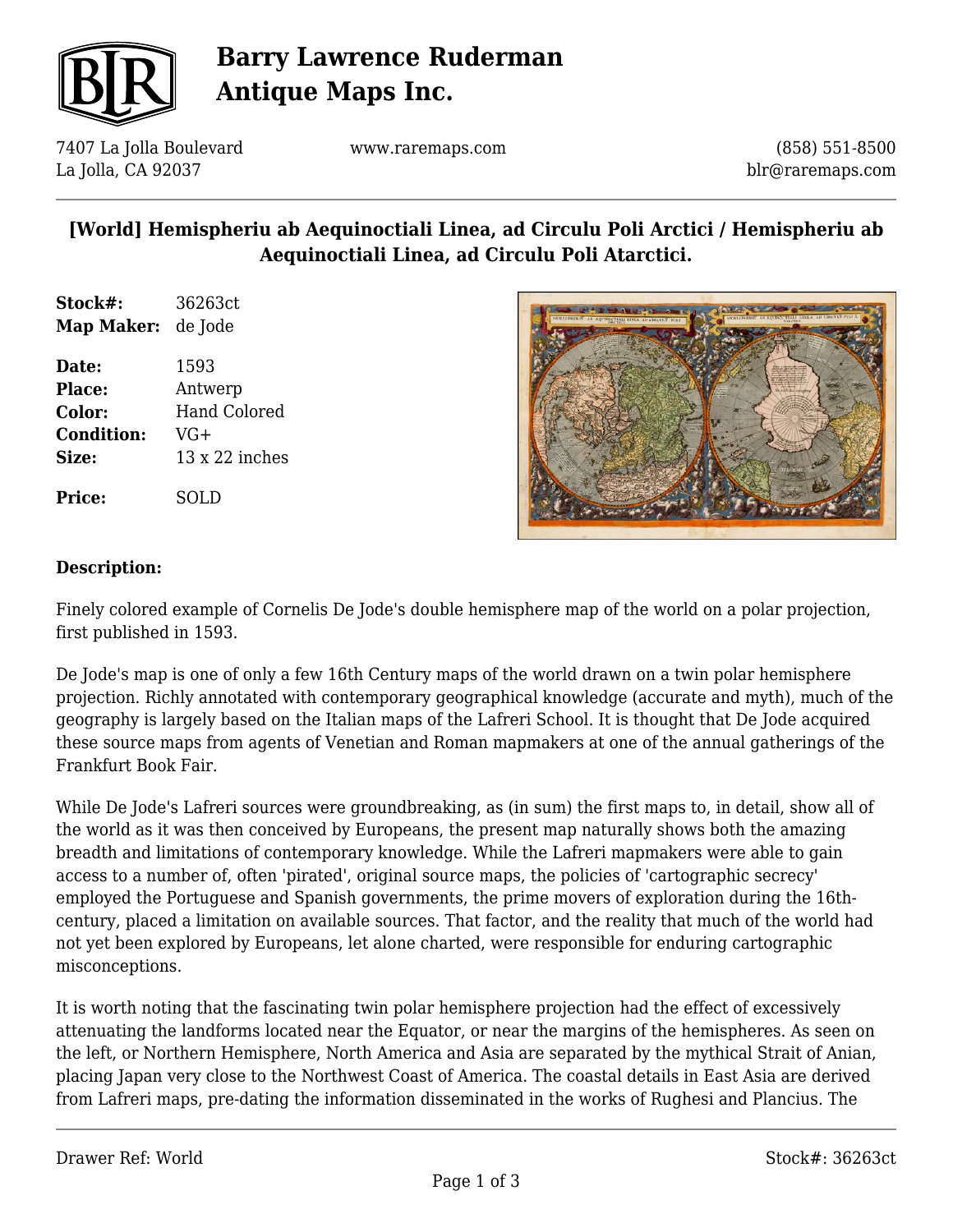# Barry Lawrence Ruderman Antique Maps Inc.

7407 La Jolla Boulevard
La Jolla, CA 92037

www.raremaps.com

(858) 551-8500
blr@raremaps.com

## [World] Hemispheriu ab Aequinoctiali Linea, ad Circulu Poli Arctici / Hemispheriu ab Aequinoctiali Linea, ad Circulu Poli Atarctici.

**Stock#:** 36263ct
**Map Maker:** de Jode

**Date:** 1593
**Place:** Antwerp
**Color:** Hand Colored
**Condition:** VG+
**Size:** 13 x 22 inches

**Price:** SOLD

### Description:

Finely colored example of Cornelis De Jode's double hemisphere map of the world on a polar projection, first published in 1593.

De Jode's map is one of only a few 16th Century maps of the world drawn on a twin polar hemisphere projection. Richly annotated with contemporary geographical knowledge (accurate and myth), much of the geography is largely based on the Italian maps of the Lafreri School. It is thought that De Jode acquired these source maps from agents of Venetian and Roman mapmakers at one of the annual gatherings of the Frankfurt Book Fair.

While De Jode's Lafreri sources were groundbreaking, as (in sum) the first maps to, in detail, show all of the world as it was then conceived by Europeans, the present map naturally shows both the amazing breadth and limitations of contemporary knowledge. While the Lafreri mapmakers were able to gain access to a number of, often 'pirated', original source maps, the policies of 'cartographic secrecy' employed the Portuguese and Spanish governments, the prime movers of exploration during the 16th-century, placed a limitation on available sources. That factor, and the reality that much of the world had not yet been explored by Europeans, let alone charted, were responsible for enduring cartographic misconceptions.

It is worth noting that the fascinating twin polar hemisphere projection had the effect of excessively attenuating the landforms located near the Equator, or near the margins of the hemispheres. As seen on the left, or Northern Hemisphere, North America and Asia are separated by the mythical Strait of Anian, placing Japan very close to the Northwest Coast of America. The coastal details in East Asia are derived from Lafreri maps, pre-dating the information disseminated in the works of Rughesi and Plancius. The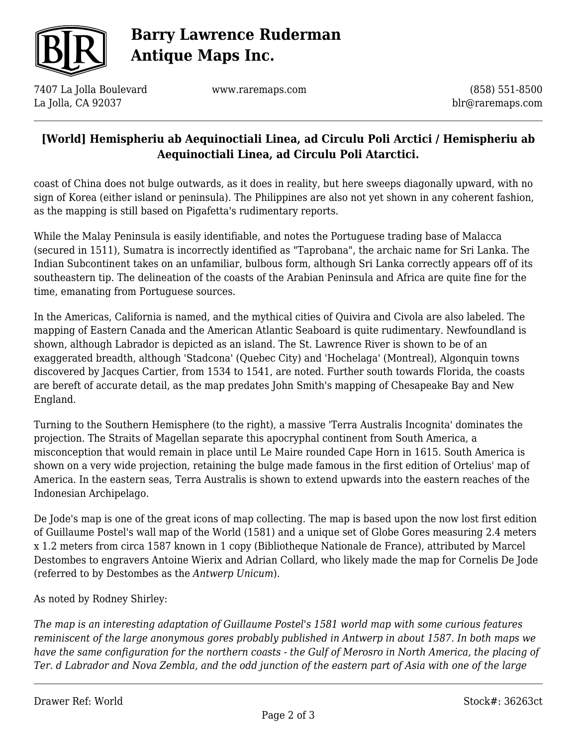coast of China does not bulge outwards, as it does in reality, but here sweeps diagonally upward, with no sign of Korea (either island or peninsula). The Philippines are also not yet shown in any coherent fashion, as the mapping is still based on Pigafetta's rudimentary reports.

While the Malay Peninsula is easily identifiable, and notes the Portuguese trading base of Malacca (secured in 1511), Sumatra is incorrectly identified as "Taprobana", the archaic name for Sri Lanka. The Indian Subcontinent takes on an unfamiliar, bulbous form, although Sri Lanka correctly appears off of its southeastern tip. The delineation of the coasts of the Arabian Peninsula and Africa are quite fine for the time, emanating from Portuguese sources.

In the Americas, California is named, and the mythical cities of Quivira and Civola are also labeled. The mapping of Eastern Canada and the American Atlantic Seaboard is quite rudimentary. Newfoundland is shown, although Labrador is depicted as an island. The St. Lawrence River is shown to be of an exaggerated breadth, although 'Stadcona' (Quebec City) and 'Hochelaga' (Montreal), Algonquin towns discovered by Jacques Cartier, from 1534 to 1541, are noted. Further south towards Florida, the coasts are bereft of accurate detail, as the map predates John Smith's mapping of Chesapeake Bay and New England.

Turning to the Southern Hemisphere (to the right), a massive 'Terra Australis Incognita' dominates the projection. The Straits of Magellan separate this apocryphal continent from South America, a misconception that would remain in place until Le Maire rounded Cape Horn in 1615. South America is shown on a very wide projection, retaining the bulge made famous in the first edition of Ortelius' map of America. In the eastern seas, Terra Australis is shown to extend upwards into the eastern reaches of the Indonesian Archipelago.

De Jode's map is one of the great icons of map collecting. The map is based upon the now lost first edition of Guillaume Postel's wall map of the World (1581) and a unique set of Globe Gores measuring 2.4 meters x 1.2 meters from circa 1587 known in 1 copy (Bibliotheque Nationale de France), attributed by Marcel Destombes to engravers Antoine Wierix and Adrian Collard, who likely made the map for Cornelis De Jode (referred to by Destombes as the *Antwerp Unicum*).

As noted by Rodney Shirley:

*The map is an interesting adaptation of Guillaume Postel's 1581 world map with some curious features reminiscent of the large anonymous gores probably published in Antwerp in about 1587. In both maps we have the same configuration for the northern coasts - the Gulf of Merosro in North America, the placing of Ter. d Labrador and Nova Zembla, and the odd junction of the eastern part of Asia with one of the large*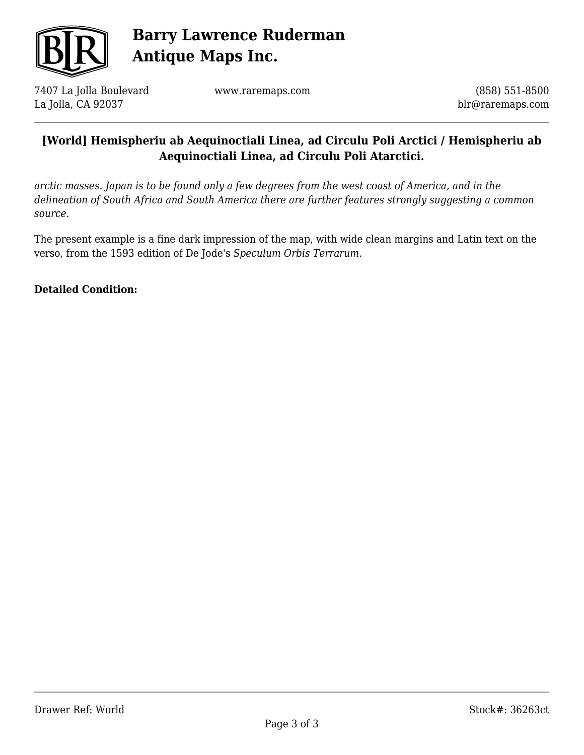*arctic masses. Japan is to be found only a few degrees from the west coast of America, and in the delineation of South Africa and South America there are further features strongly suggesting a common source.*

The present example is a fine dark impression of the map, with wide clean margins and Latin text on the verso, from the 1593 edition of De Jode's *Speculum Orbis Terrarum*.

**Detailed Condition:**